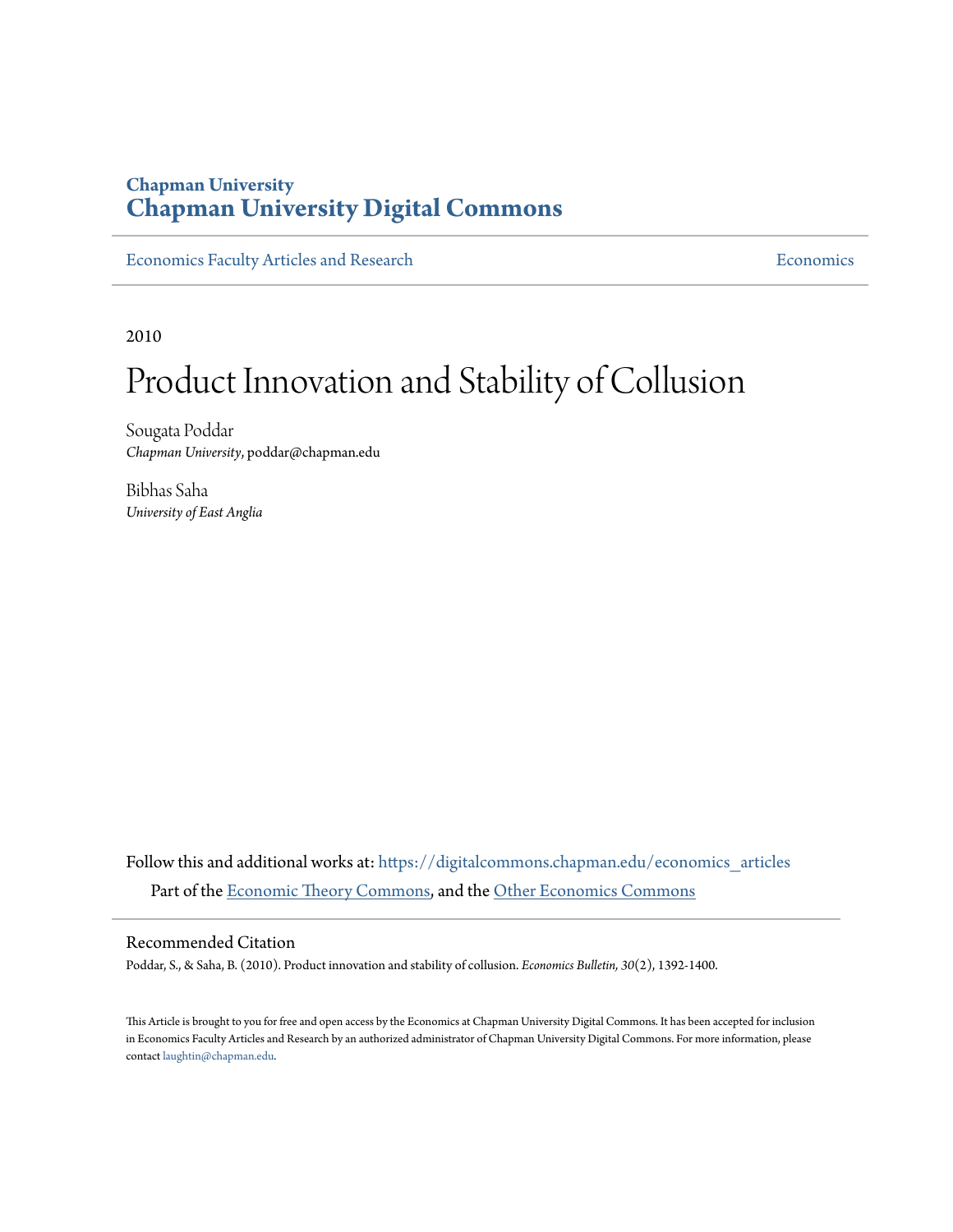Chapman University
# Chapman University Digital Commons

Economics Faculty Articles and Research | Economics

2010

# Product Innovation and Stability of Collusion

Sougata Poddar
*Chapman University*, poddar@chapman.edu

Bibhas Saha
*University of East Anglia*

Follow this and additional works at: https://digitalcommons.chapman.edu/economics_articles

Part of the Economic Theory Commons, and the Other Economics Commons

## Recommended Citation

Poddar, S., & Saha, B. (2010). Product innovation and stability of collusion. *Economics Bulletin, 30*(2), 1392-1400.

This Article is brought to you for free and open access by the Economics at Chapman University Digital Commons. It has been accepted for inclusion in Economics Faculty Articles and Research by an authorized administrator of Chapman University Digital Commons. For more information, please contact laughtin@chapman.edu.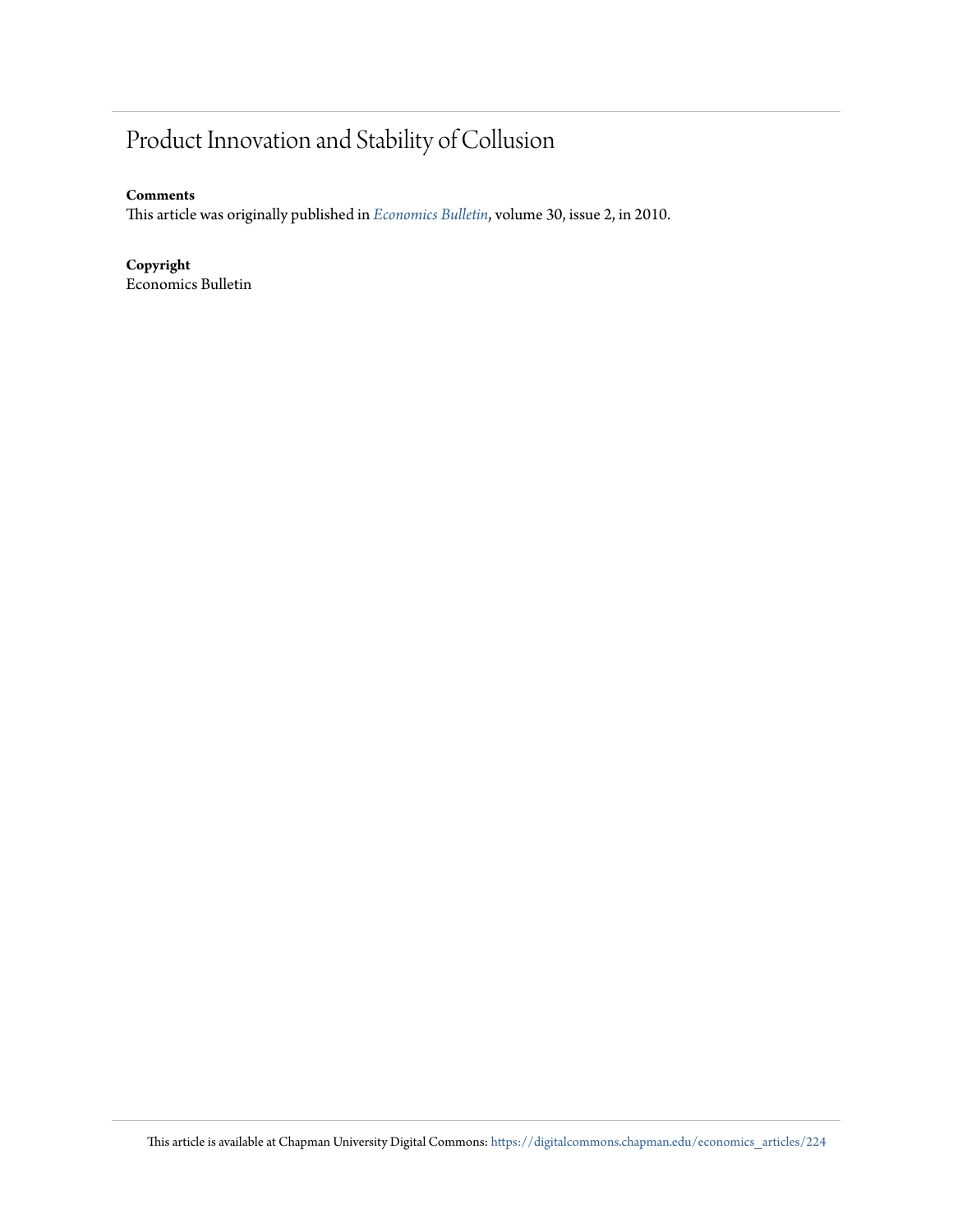# Product Innovation and Stability of Collusion

**Comments**

This article was originally published in *Economics Bulletin*, volume 30, issue 2, in 2010.

**Copyright**

Economics Bulletin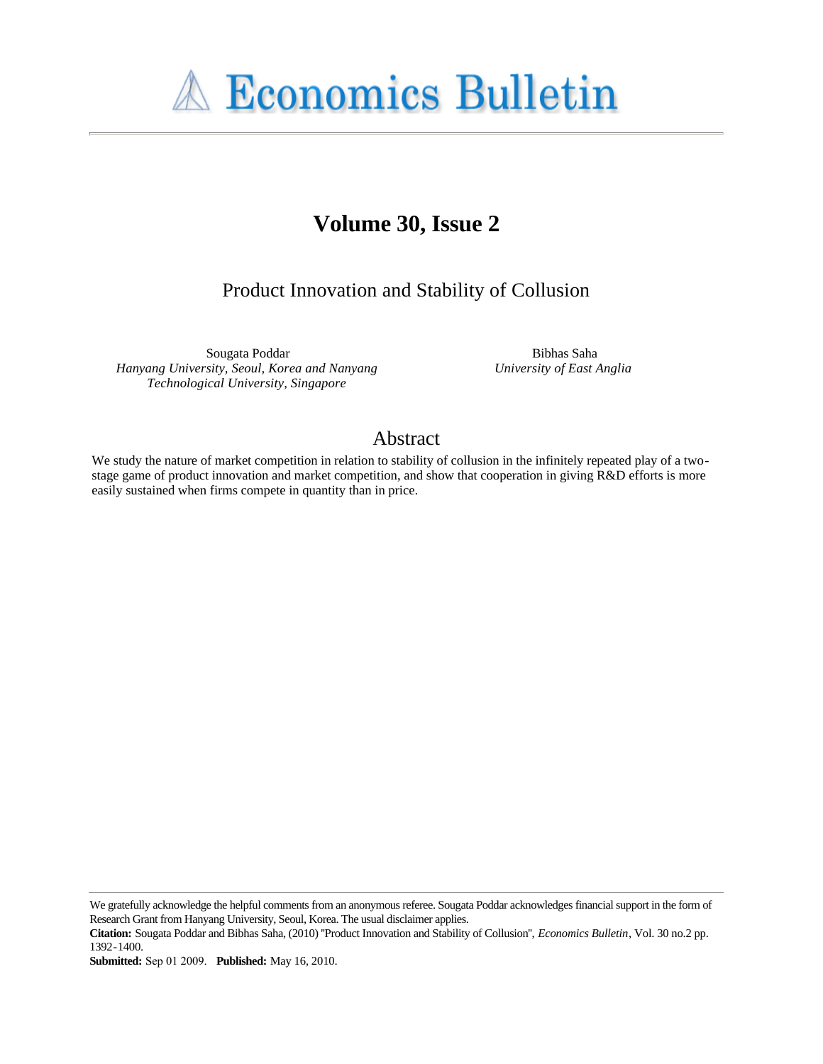# Volume 30, Issue 2

## Product Innovation and Stability of Collusion

Sougata Poddar
*Hanyang University, Seoul, Korea and Nanyang Technological University, Singapore*

Bibhas Saha
*University of East Anglia*

## Abstract

We study the nature of market competition in relation to stability of collusion in the infinitely repeated play of a two-stage game of product innovation and market competition, and show that cooperation in giving R&D efforts is more easily sustained when firms compete in quantity than in price.

---

We gratefully acknowledge the helpful comments from an anonymous referee. Sougata Poddar acknowledges financial support in the form of Research Grant from Hanyang University, Seoul, Korea. The usual disclaimer applies.

**Citation:** Sougata Poddar and Bibhas Saha, (2010) "Product Innovation and Stability of Collusion", *Economics Bulletin*, Vol. 30 no.2 pp. 1392-1400.

**Submitted:** Sep 01 2009. **Published:** May 16, 2010.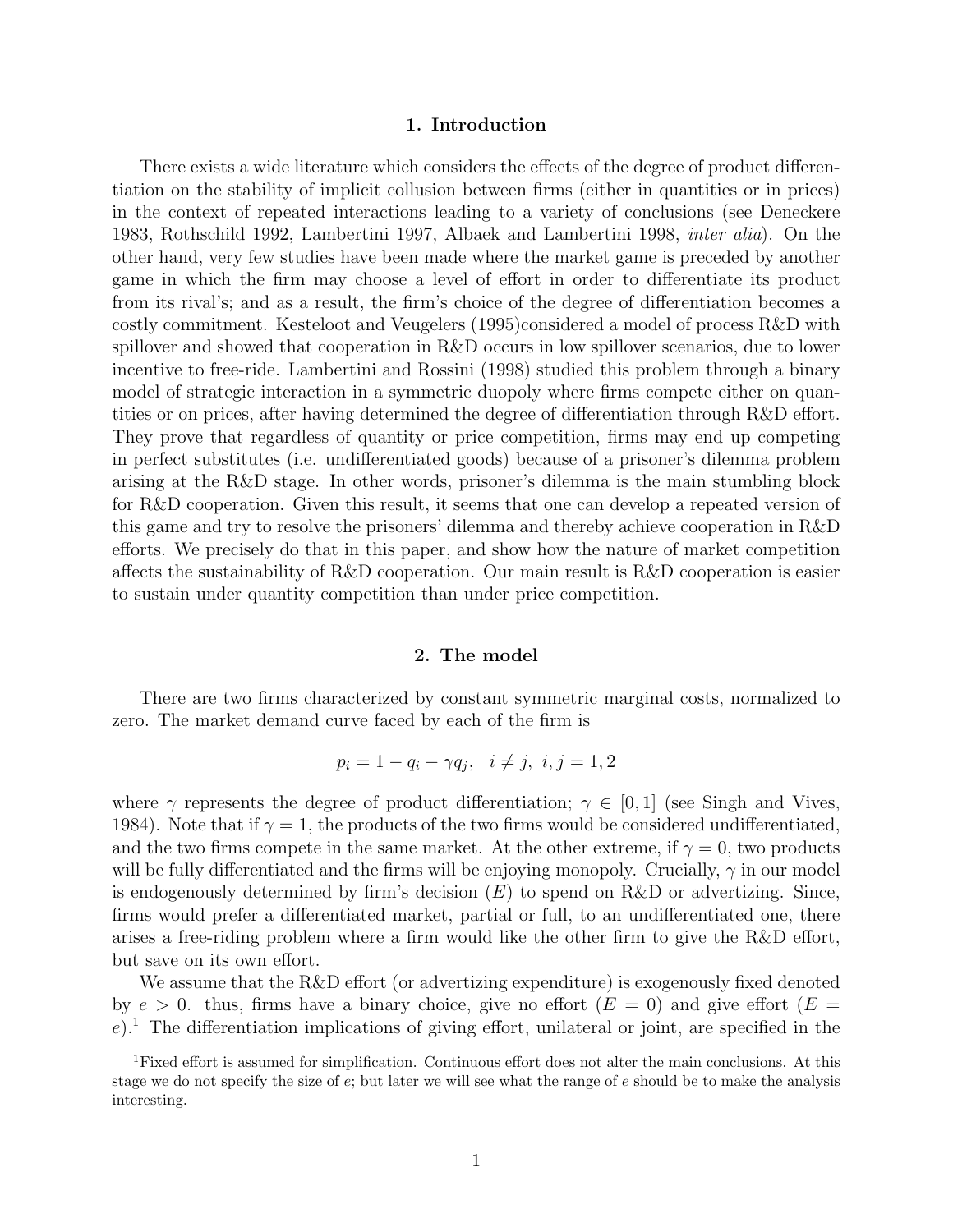## 1. Introduction

There exists a wide literature which considers the effects of the degree of product differentiation on the stability of implicit collusion between firms (either in quantities or in prices) in the context of repeated interactions leading to a variety of conclusions (see Deneckere 1983, Rothschild 1992, Lambertini 1997, Albaek and Lambertini 1998, *inter alia*). On the other hand, very few studies have been made where the market game is preceded by another game in which the firm may choose a level of effort in order to differentiate its product from its rival's; and as a result, the firm's choice of the degree of differentiation becomes a costly commitment. Kesteloot and Veugelers (1995)considered a model of process R&D with spillover and showed that cooperation in R&D occurs in low spillover scenarios, due to lower incentive to free-ride. Lambertini and Rossini (1998) studied this problem through a binary model of strategic interaction in a symmetric duopoly where firms compete either on quantities or on prices, after having determined the degree of differentiation through R&D effort. They prove that regardless of quantity or price competition, firms may end up competing in perfect substitutes (i.e. undifferentiated goods) because of a prisoner's dilemma problem arising at the R&D stage. In other words, prisoner's dilemma is the main stumbling block for R&D cooperation. Given this result, it seems that one can develop a repeated version of this game and try to resolve the prisoners' dilemma and thereby achieve cooperation in R&D efforts. We precisely do that in this paper, and show how the nature of market competition affects the sustainability of R&D cooperation. Our main result is R&D cooperation is easier to sustain under quantity competition than under price competition.

## 2. The model

There are two firms characterized by constant symmetric marginal costs, normalized to zero. The market demand curve faced by each of the firm is

$$p_i = 1 - q_i - \gamma q_j, \quad i \neq j, \ i, j = 1, 2$$

where $\gamma$ represents the degree of product differentiation; $\gamma \in [0, 1]$ (see Singh and Vives, 1984). Note that if $\gamma = 1$, the products of the two firms would be considered undifferentiated, and the two firms compete in the same market. At the other extreme, if $\gamma = 0$, two products will be fully differentiated and the firms will be enjoying monopoly. Crucially, $\gamma$ in our model is endogenously determined by firm's decision ($E$) to spend on R&D or advertizing. Since, firms would prefer a differentiated market, partial or full, to an undifferentiated one, there arises a free-riding problem where a firm would like the other firm to give the R&D effort, but save on its own effort.

We assume that the R&D effort (or advertizing expenditure) is exogenously fixed denoted by $e > 0$. thus, firms have a binary choice, give no effort ($E = 0$) and give effort ($E = e$).[1] The differentiation implications of giving effort, unilateral or joint, are specified in the

[1] Fixed effort is assumed for simplification. Continuous effort does not alter the main conclusions. At this stage we do not specify the size of $e$; but later we will see what the range of $e$ should be to make the analysis interesting.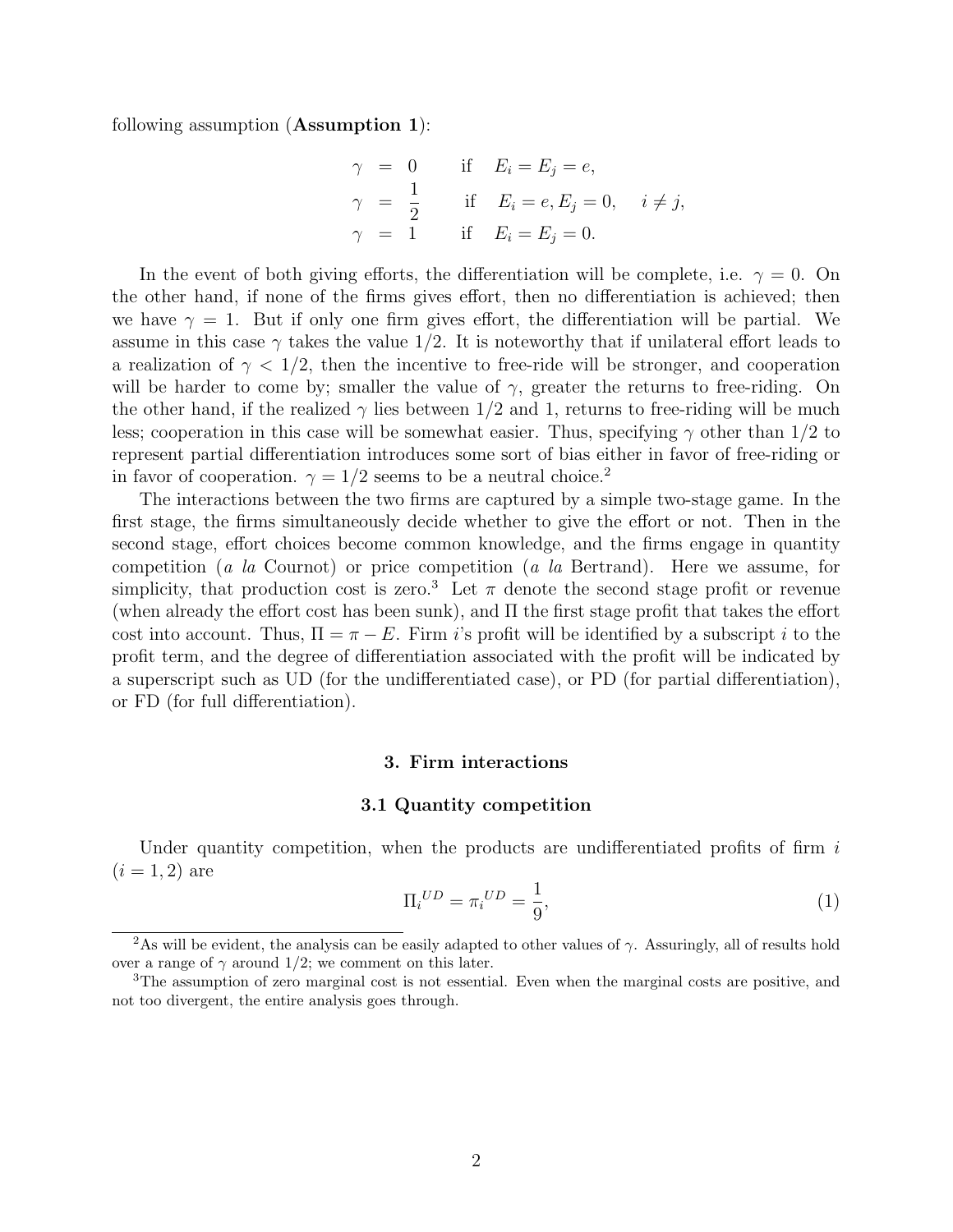following assumption (**Assumption 1**):

$$
\begin{aligned}
\gamma &= 0 \qquad \text{if} \quad E_i = E_j = e, \\
\gamma &= \frac{1}{2} \qquad \text{if} \quad E_i = e, E_j = 0, \quad i \neq j, \\
\gamma &= 1 \qquad \text{if} \quad E_i = E_j = 0.
\end{aligned}
$$

In the event of both giving efforts, the differentiation will be complete, i.e. $\gamma = 0$. On the other hand, if none of the firms gives effort, then no differentiation is achieved; then we have $\gamma = 1$. But if only one firm gives effort, the differentiation will be partial. We assume in this case $\gamma$ takes the value 1/2. It is noteworthy that if unilateral effort leads to a realization of $\gamma < 1/2$, then the incentive to free-ride will be stronger, and cooperation will be harder to come by; smaller the value of $\gamma$, greater the returns to free-riding. On the other hand, if the realized $\gamma$ lies between 1/2 and 1, returns to free-riding will be much less; cooperation in this case will be somewhat easier. Thus, specifying $\gamma$ other than 1/2 to represent partial differentiation introduces some sort of bias either in favor of free-riding or in favor of cooperation. $\gamma = 1/2$ seems to be a neutral choice.[2]

The interactions between the two firms are captured by a simple two-stage game. In the first stage, the firms simultaneously decide whether to give the effort or not. Then in the second stage, effort choices become common knowledge, and the firms engage in quantity competition (*a la* Cournot) or price competition (*a la* Bertrand). Here we assume, for simplicity, that production cost is zero.[3] Let $\pi$ denote the second stage profit or revenue (when already the effort cost has been sunk), and $\Pi$ the first stage profit that takes the effort cost into account. Thus, $\Pi = \pi - E$. Firm $i$'s profit will be identified by a subscript $i$ to the profit term, and the degree of differentiation associated with the profit will be indicated by a superscript such as UD (for the undifferentiated case), or PD (for partial differentiation), or FD (for full differentiation).

## 3. Firm interactions

### 3.1 Quantity competition

Under quantity competition, when the products are undifferentiated profits of firm $i$ ($i = 1, 2$) are

$$\Pi_i^{UD} = \pi_i^{UD} = \frac{1}{9}, \tag{1}$$

[2] As will be evident, the analysis can be easily adapted to other values of $\gamma$. Assuringly, all of results hold over a range of $\gamma$ around 1/2; we comment on this later.

[3] The assumption of zero marginal cost is not essential. Even when the marginal costs are positive, and not too divergent, the entire analysis goes through.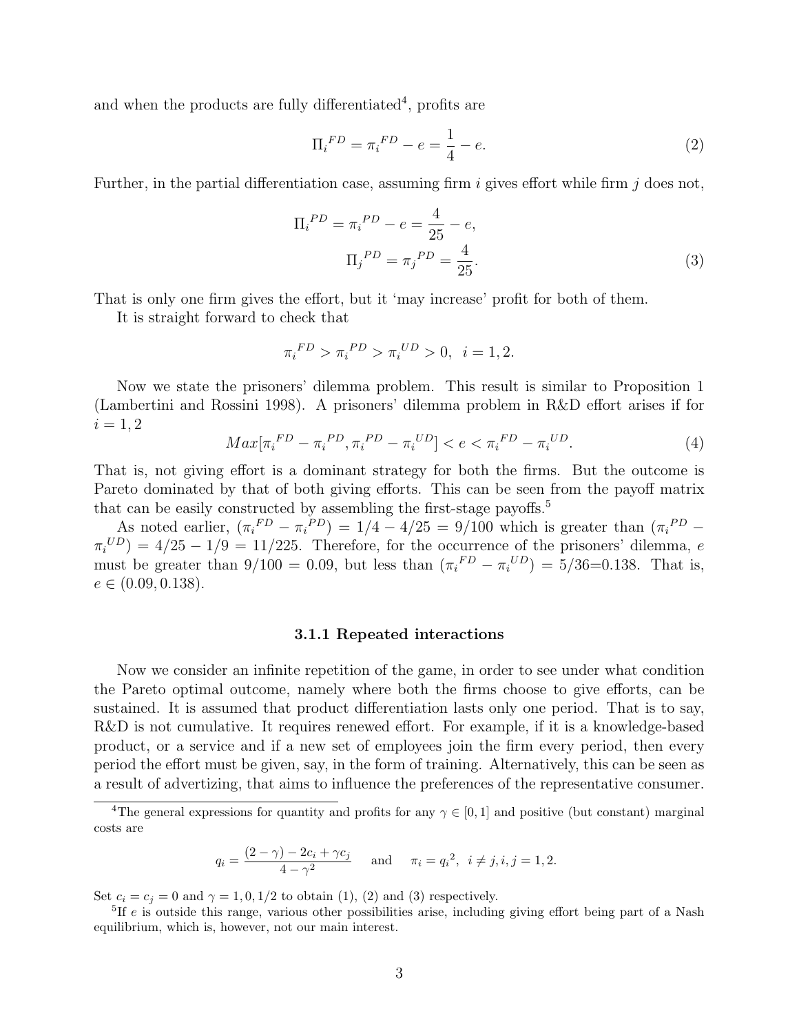and when the products are fully differentiated[4], profits are

$$\Pi_i{}^{FD} = \pi_i{}^{FD} - e = \frac{1}{4} - e. \tag{2}$$

Further, in the partial differentiation case, assuming firm $i$ gives effort while firm $j$ does not,

$$\Pi_i{}^{PD} = \pi_i{}^{PD} - e = \frac{4}{25} - e,$$
$$\Pi_j{}^{PD} = \pi_j{}^{PD} = \frac{4}{25}. \tag{3}$$

That is only one firm gives the effort, but it 'may increase' profit for both of them.

It is straight forward to check that

$$\pi_i{}^{FD} > \pi_i{}^{PD} > \pi_i{}^{UD} > 0, \;\; i = 1, 2.$$

Now we state the prisoners' dilemma problem. This result is similar to Proposition 1 (Lambertini and Rossini 1998). A prisoners' dilemma problem in R&D effort arises if for $i = 1, 2$

$$Max[\pi_i{}^{FD} - \pi_i{}^{PD}, \pi_i{}^{PD} - \pi_i{}^{UD}] < e < \pi_i{}^{FD} - \pi_i{}^{UD}. \tag{4}$$

That is, not giving effort is a dominant strategy for both the firms. But the outcome is Pareto dominated by that of both giving efforts. This can be seen from the payoff matrix that can be easily constructed by assembling the first-stage payoffs.[5]

As noted earlier, $(\pi_i{}^{FD} - \pi_i{}^{PD}) = 1/4 - 4/25 = 9/100$ which is greater than $(\pi_i{}^{PD} - \pi_i{}^{UD}) = 4/25 - 1/9 = 11/225$. Therefore, for the occurrence of the prisoners' dilemma, $e$ must be greater than $9/100 = 0.09$, but less than $(\pi_i{}^{FD} - \pi_i{}^{UD}) = 5/36 = 0.138$. That is, $e \in (0.09, 0.138)$.

### 3.1.1 Repeated interactions

Now we consider an infinite repetition of the game, in order to see under what condition the Pareto optimal outcome, namely where both the firms choose to give efforts, can be sustained. It is assumed that product differentiation lasts only one period. That is to say, R&D is not cumulative. It requires renewed effort. For example, if it is a knowledge-based product, or a service and if a new set of employees join the firm every period, then every period the effort must be given, say, in the form of training. Alternatively, this can be seen as a result of advertizing, that aims to influence the preferences of the representative consumer.

---

[4] The general expressions for quantity and profits for any $\gamma \in [0, 1]$ and positive (but constant) marginal costs are

$$q_i = \frac{(2-\gamma) - 2c_i + \gamma c_j}{4 - \gamma^2} \quad \text{and} \quad \pi_i = q_i{}^2, \;\; i \neq j, i, j = 1, 2.$$

Set $c_i = c_j = 0$ and $\gamma = 1, 0, 1/2$ to obtain (1), (2) and (3) respectively.

[5] If $e$ is outside this range, various other possibilities arise, including giving effort being part of a Nash equilibrium, which is, however, not our main interest.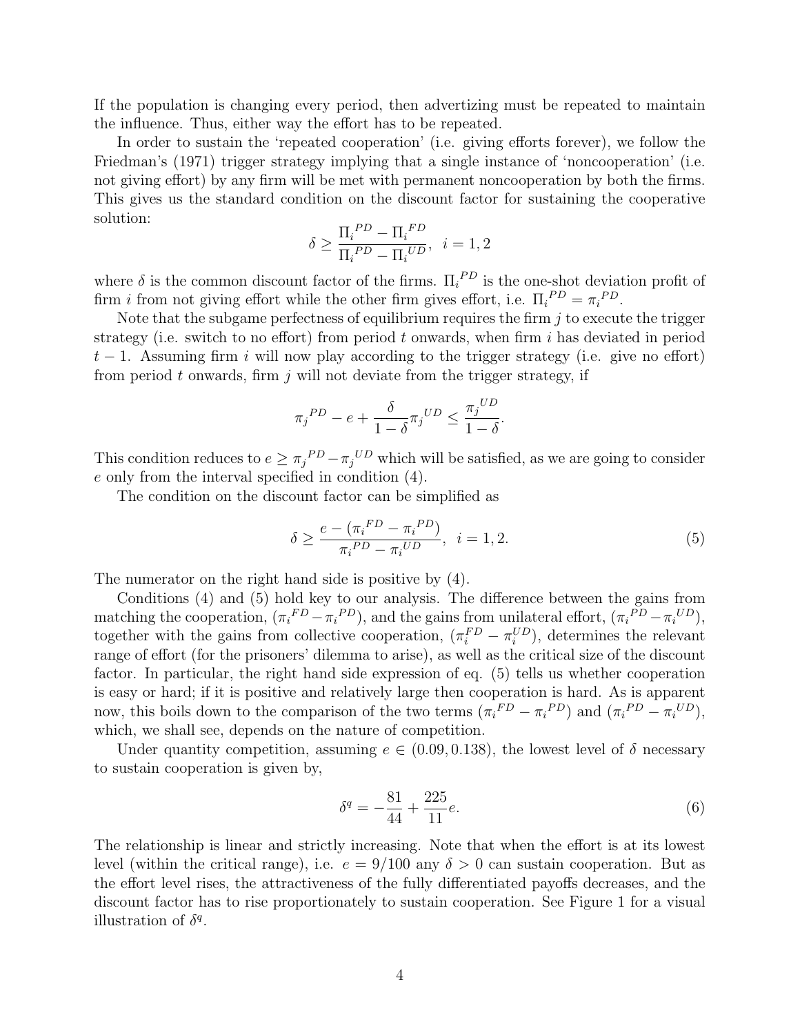If the population is changing every period, then advertizing must be repeated to maintain the influence. Thus, either way the effort has to be repeated.

In order to sustain the 'repeated cooperation' (i.e. giving efforts forever), we follow the Friedman's (1971) trigger strategy implying that a single instance of 'noncooperation' (i.e. not giving effort) by any firm will be met with permanent noncooperation by both the firms. This gives us the standard condition on the discount factor for sustaining the cooperative solution:

$$\delta \geq \frac{{\Pi_i}^{PD} - {\Pi_i}^{FD}}{{\Pi_i}^{PD} - {\Pi_i}^{UD}}, \ \ i = 1, 2$$

where $\delta$ is the common discount factor of the firms. ${\Pi_i}^{PD}$ is the one-shot deviation profit of firm $i$ from not giving effort while the other firm gives effort, i.e. ${\Pi_i}^{PD} = {\pi_i}^{PD}$.

Note that the subgame perfectness of equilibrium requires the firm $j$ to execute the trigger strategy (i.e. switch to no effort) from period $t$ onwards, when firm $i$ has deviated in period $t-1$. Assuming firm $i$ will now play according to the trigger strategy (i.e. give no effort) from period $t$ onwards, firm $j$ will not deviate from the trigger strategy, if

$${\pi_j}^{PD} - e + \frac{\delta}{1-\delta}{\pi_j}^{UD} \leq \frac{{\pi_j}^{UD}}{1-\delta}.$$

This condition reduces to $e \geq {\pi_j}^{PD} - {\pi_j}^{UD}$ which will be satisfied, as we are going to consider $e$ only from the interval specified in condition (4).

The condition on the discount factor can be simplified as

$$\delta \geq \frac{e - ({\pi_i}^{FD} - {\pi_i}^{PD})}{{\pi_i}^{PD} - {\pi_i}^{UD}}, \ \ i = 1, 2. \tag{5}$$

The numerator on the right hand side is positive by (4).

Conditions (4) and (5) hold key to our analysis. The difference between the gains from matching the cooperation, $({\pi_i}^{FD} - {\pi_i}^{PD})$, and the gains from unilateral effort, $({\pi_i}^{PD} - {\pi_i}^{UD})$, together with the gains from collective cooperation, $(\pi_i^{FD} - \pi_i^{UD})$, determines the relevant range of effort (for the prisoners' dilemma to arise), as well as the critical size of the discount factor. In particular, the right hand side expression of eq. (5) tells us whether cooperation is easy or hard; if it is positive and relatively large then cooperation is hard. As is apparent now, this boils down to the comparison of the two terms $({\pi_i}^{FD} - {\pi_i}^{PD})$ and $({\pi_i}^{PD} - {\pi_i}^{UD})$, which, we shall see, depends on the nature of competition.

Under quantity competition, assuming $e \in (0.09, 0.138)$, the lowest level of $\delta$ necessary to sustain cooperation is given by,

$$\delta^q = -\frac{81}{44} + \frac{225}{11}e. \tag{6}$$

The relationship is linear and strictly increasing. Note that when the effort is at its lowest level (within the critical range), i.e. $e = 9/100$ any $\delta > 0$ can sustain cooperation. But as the effort level rises, the attractiveness of the fully differentiated payoffs decreases, and the discount factor has to rise proportionately to sustain cooperation. See Figure 1 for a visual illustration of $\delta^q$.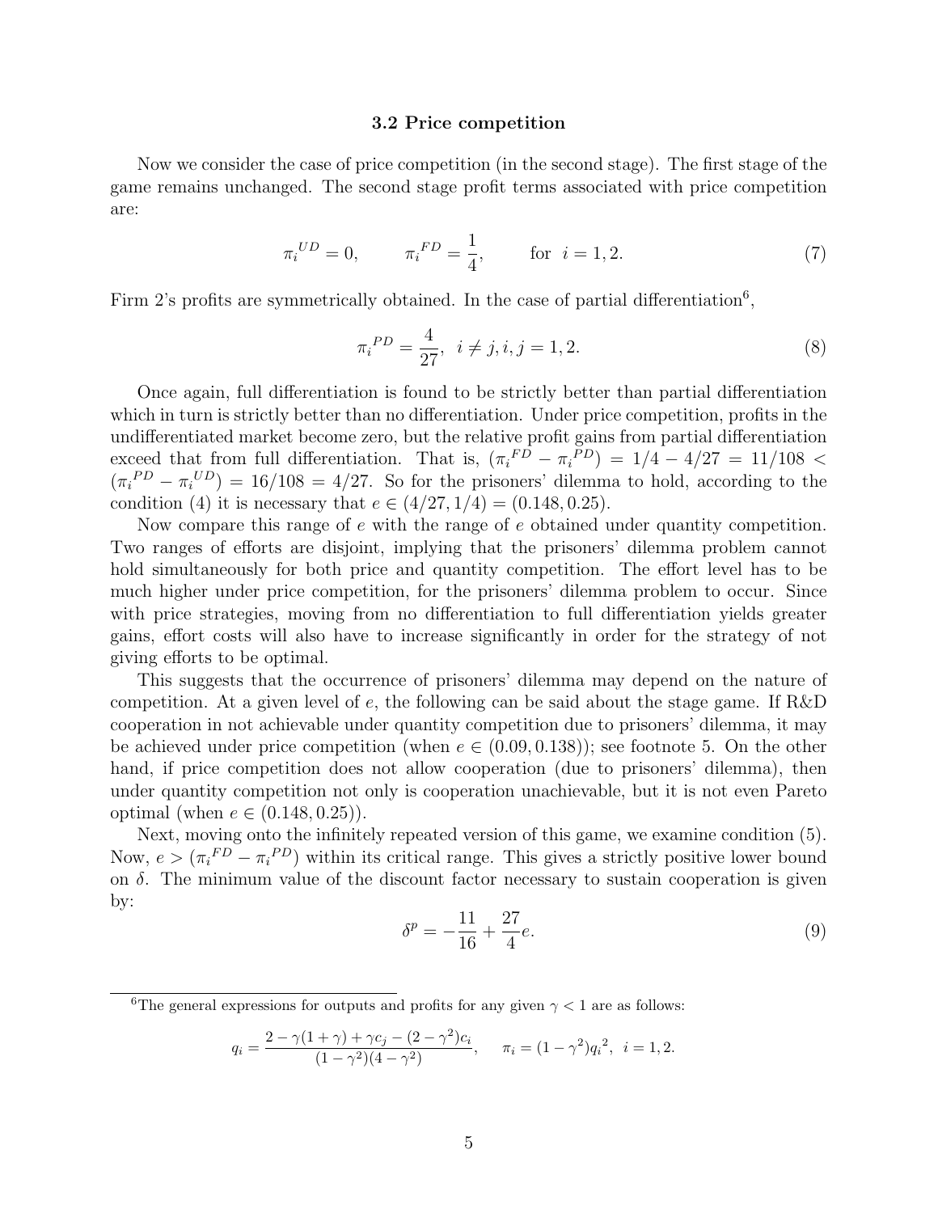### 3.2 Price competition

Now we consider the case of price competition (in the second stage). The first stage of the game remains unchanged. The second stage profit terms associated with price competition are:

$$\pi_i^{UD} = 0, \qquad \pi_i^{FD} = \frac{1}{4}, \qquad \text{for } \ i = 1, 2. \tag{7}$$

Firm 2's profits are symmetrically obtained. In the case of partial differentiation[6],

$$\pi_i^{PD} = \frac{4}{27}, \ \ i \neq j, i, j = 1, 2. \tag{8}$$

Once again, full differentiation is found to be strictly better than partial differentiation which in turn is strictly better than no differentiation. Under price competition, profits in the undifferentiated market become zero, but the relative profit gains from partial differentiation exceed that from full differentiation. That is, $(\pi_i^{FD} - \pi_i^{PD}) = 1/4 - 4/27 = 11/108 < (\pi_i^{PD} - \pi_i^{UD}) = 16/108 = 4/27$. So for the prisoners' dilemma to hold, according to the condition (4) it is necessary that $e \in (4/27, 1/4) = (0.148, 0.25)$.

Now compare this range of $e$ with the range of $e$ obtained under quantity competition. Two ranges of efforts are disjoint, implying that the prisoners' dilemma problem cannot hold simultaneously for both price and quantity competition. The effort level has to be much higher under price competition, for the prisoners' dilemma problem to occur. Since with price strategies, moving from no differentiation to full differentiation yields greater gains, effort costs will also have to increase significantly in order for the strategy of not giving efforts to be optimal.

This suggests that the occurrence of prisoners' dilemma may depend on the nature of competition. At a given level of $e$, the following can be said about the stage game. If R&D cooperation in not achievable under quantity competition due to prisoners' dilemma, it may be achieved under price competition (when $e \in (0.09, 0.138)$); see footnote 5. On the other hand, if price competition does not allow cooperation (due to prisoners' dilemma), then under quantity competition not only is cooperation unachievable, but it is not even Pareto optimal (when $e \in (0.148, 0.25)$).

Next, moving onto the infinitely repeated version of this game, we examine condition (5). Now, $e > (\pi_i^{FD} - \pi_i^{PD})$ within its critical range. This gives a strictly positive lower bound on $\delta$. The minimum value of the discount factor necessary to sustain cooperation is given by:

$$\delta^p = -\frac{11}{16} + \frac{27}{4}e. \tag{9}$$

---

[6] The general expressions for outputs and profits for any given $\gamma < 1$ are as follows:

$$q_i = \frac{2 - \gamma(1+\gamma) + \gamma c_j - (2-\gamma^2)c_i}{(1-\gamma^2)(4-\gamma^2)}, \quad \pi_i = (1-\gamma^2){q_i}^2, \ \ i = 1, 2.$$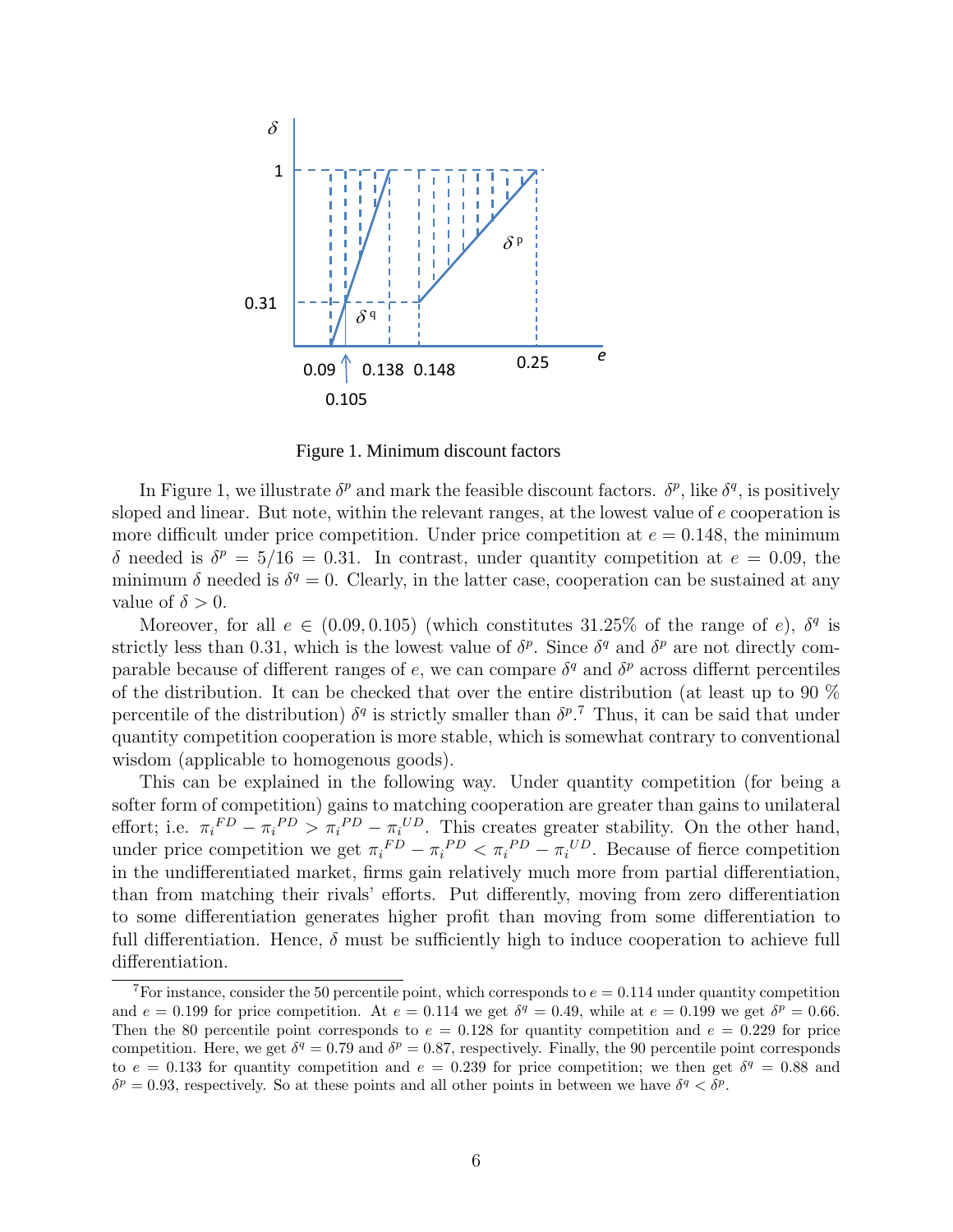Figure 1. Minimum discount factors

In Figure 1, we illustrate $\delta^p$ and mark the feasible discount factors. $\delta^p$, like $\delta^q$, is positively sloped and linear. But note, within the relevant ranges, at the lowest value of $e$ cooperation is more difficult under price competition. Under price competition at $e = 0.148$, the minimum $\delta$ needed is $\delta^p = 5/16 = 0.31$. In contrast, under quantity competition at $e = 0.09$, the minimum $\delta$ needed is $\delta^q = 0$. Clearly, in the latter case, cooperation can be sustained at any value of $\delta > 0$.

Moreover, for all $e \in (0.09, 0.105)$ (which constitutes 31.25% of the range of $e$), $\delta^q$ is strictly less than 0.31, which is the lowest value of $\delta^p$. Since $\delta^q$ and $\delta^p$ are not directly comparable because of different ranges of $e$, we can compare $\delta^q$ and $\delta^p$ across differnt percentiles of the distribution. It can be checked that over the entire distribution (at least up to 90 % percentile of the distribution) $\delta^q$ is strictly smaller than $\delta^p$.[7] Thus, it can be said that under quantity competition cooperation is more stable, which is somewhat contrary to conventional wisdom (applicable to homogenous goods).

This can be explained in the following way. Under quantity competition (for being a softer form of competition) gains to matching cooperation are greater than gains to unilateral effort; i.e. ${\pi_i}^{FD} - {\pi_i}^{PD} > {\pi_i}^{PD} - {\pi_i}^{UD}$. This creates greater stability. On the other hand, under price competition we get ${\pi_i}^{FD} - {\pi_i}^{PD} < {\pi_i}^{PD} - {\pi_i}^{UD}$. Because of fierce competition in the undifferentiated market, firms gain relatively much more from partial differentiation, than from matching their rivals' efforts. Put differently, moving from zero differentiation to some differentiation generates higher profit than moving from some differentiation to full differentiation. Hence, $\delta$ must be sufficiently high to induce cooperation to achieve full differentiation.

[7] For instance, consider the 50 percentile point, which corresponds to $e = 0.114$ under quantity competition and $e = 0.199$ for price competition. At $e = 0.114$ we get $\delta^q = 0.49$, while at $e = 0.199$ we get $\delta^p = 0.66$. Then the 80 percentile point corresponds to $e = 0.128$ for quantity competition and $e = 0.229$ for price competition. Here, we get $\delta^q = 0.79$ and $\delta^p = 0.87$, respectively. Finally, the 90 percentile point corresponds to $e = 0.133$ for quantity competition and $e = 0.239$ for price competition; we then get $\delta^q = 0.88$ and $\delta^p = 0.93$, respectively. So at these points and all other points in between we have $\delta^q < \delta^p$.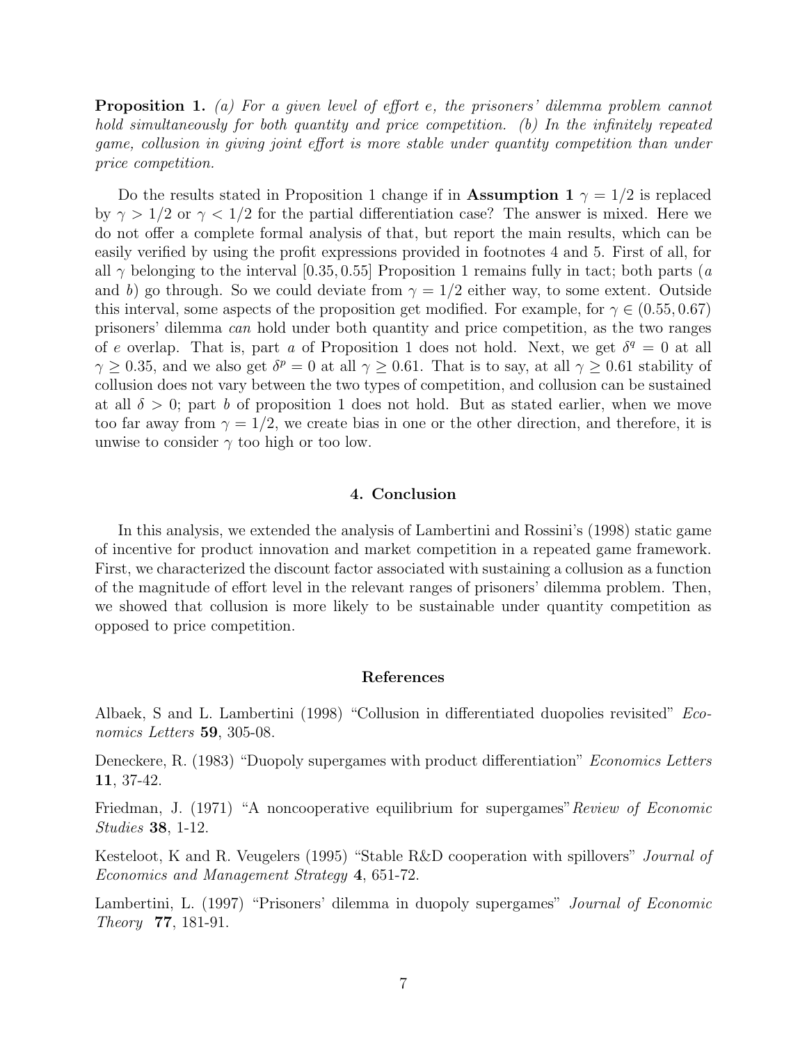**Proposition 1.** *(a) For a given level of effort e, the prisoners' dilemma problem cannot hold simultaneously for both quantity and price competition. (b) In the infinitely repeated game, collusion in giving joint effort is more stable under quantity competition than under price competition.*

Do the results stated in Proposition 1 change if in **Assumption 1** $\gamma = 1/2$ is replaced by $\gamma > 1/2$ or $\gamma < 1/2$ for the partial differentiation case? The answer is mixed. Here we do not offer a complete formal analysis of that, but report the main results, which can be easily verified by using the profit expressions provided in footnotes 4 and 5. First of all, for all $\gamma$ belonging to the interval $[0.35, 0.55]$ Proposition 1 remains fully in tact; both parts (*a* and *b*) go through. So we could deviate from $\gamma = 1/2$ either way, to some extent. Outside this interval, some aspects of the proposition get modified. For example, for $\gamma \in (0.55, 0.67)$ prisoners' dilemma *can* hold under both quantity and price competition, as the two ranges of $e$ overlap. That is, part *a* of Proposition 1 does not hold. Next, we get $\delta^q = 0$ at all $\gamma \geq 0.35$, and we also get $\delta^p = 0$ at all $\gamma \geq 0.61$. That is to say, at all $\gamma \geq 0.61$ stability of collusion does not vary between the two types of competition, and collusion can be sustained at all $\delta > 0$; part *b* of proposition 1 does not hold. But as stated earlier, when we move too far away from $\gamma = 1/2$, we create bias in one or the other direction, and therefore, it is unwise to consider $\gamma$ too high or too low.

## 4. Conclusion

In this analysis, we extended the analysis of Lambertini and Rossini's (1998) static game of incentive for product innovation and market competition in a repeated game framework. First, we characterized the discount factor associated with sustaining a collusion as a function of the magnitude of effort level in the relevant ranges of prisoners' dilemma problem. Then, we showed that collusion is more likely to be sustainable under quantity competition as opposed to price competition.

## References

Albaek, S and L. Lambertini (1998) "Collusion in differentiated duopolies revisited" *Economics Letters* **59**, 305-08.

Deneckere, R. (1983) "Duopoly supergames with product differentiation" *Economics Letters* **11**, 37-42.

Friedman, J. (1971) "A noncooperative equilibrium for supergames" *Review of Economic Studies* **38**, 1-12.

Kesteloot, K and R. Veugelers (1995) "Stable R&D cooperation with spillovers" *Journal of Economics and Management Strategy* **4**, 651-72.

Lambertini, L. (1997) "Prisoners' dilemma in duopoly supergames" *Journal of Economic Theory* **77**, 181-91.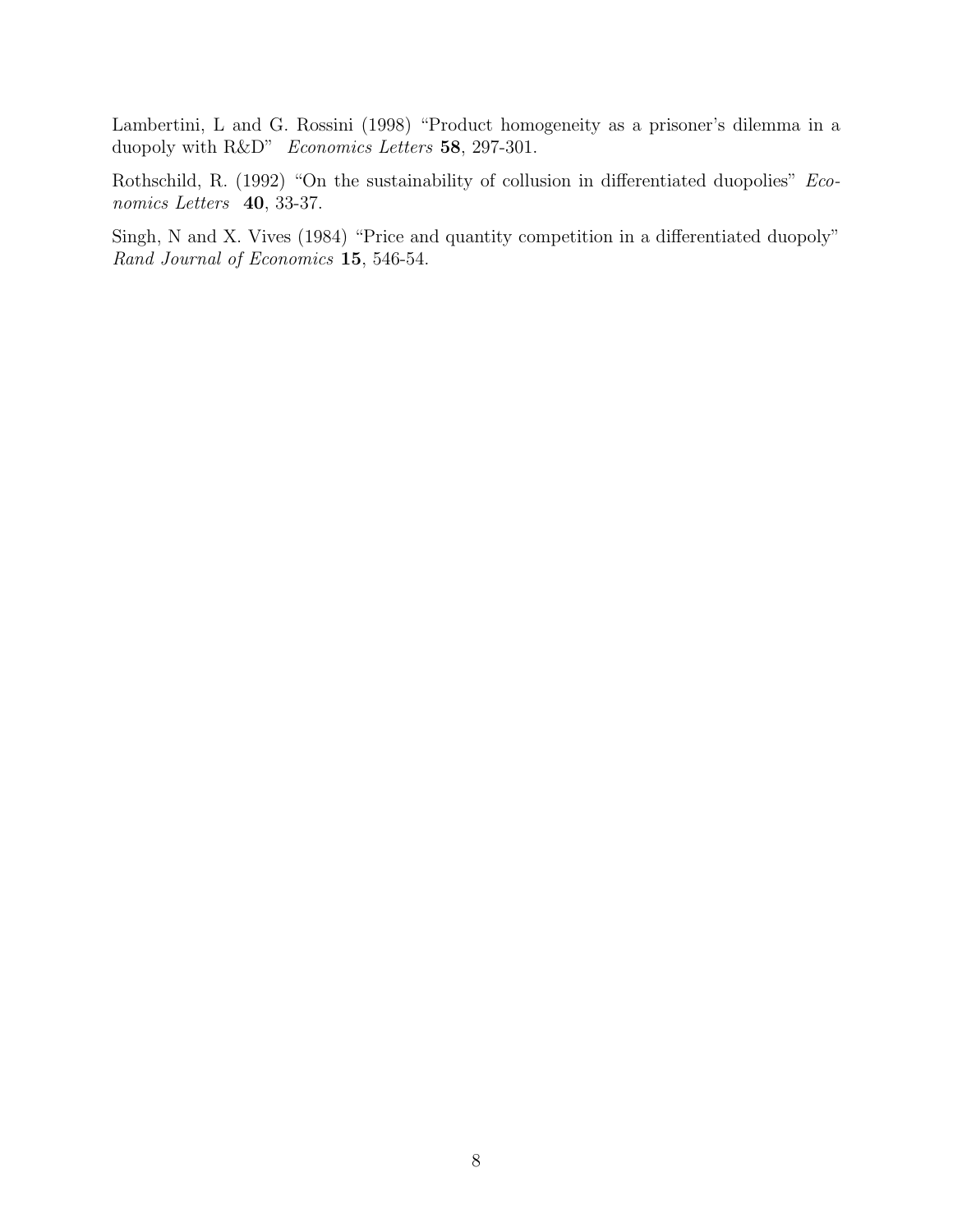Lambertini, L and G. Rossini (1998) "Product homogeneity as a prisoner's dilemma in a duopoly with R&D" *Economics Letters* **58**, 297-301.

Rothschild, R. (1992) "On the sustainability of collusion in differentiated duopolies" *Economics Letters* **40**, 33-37.

Singh, N and X. Vives (1984) "Price and quantity competition in a differentiated duopoly" *Rand Journal of Economics* **15**, 546-54.